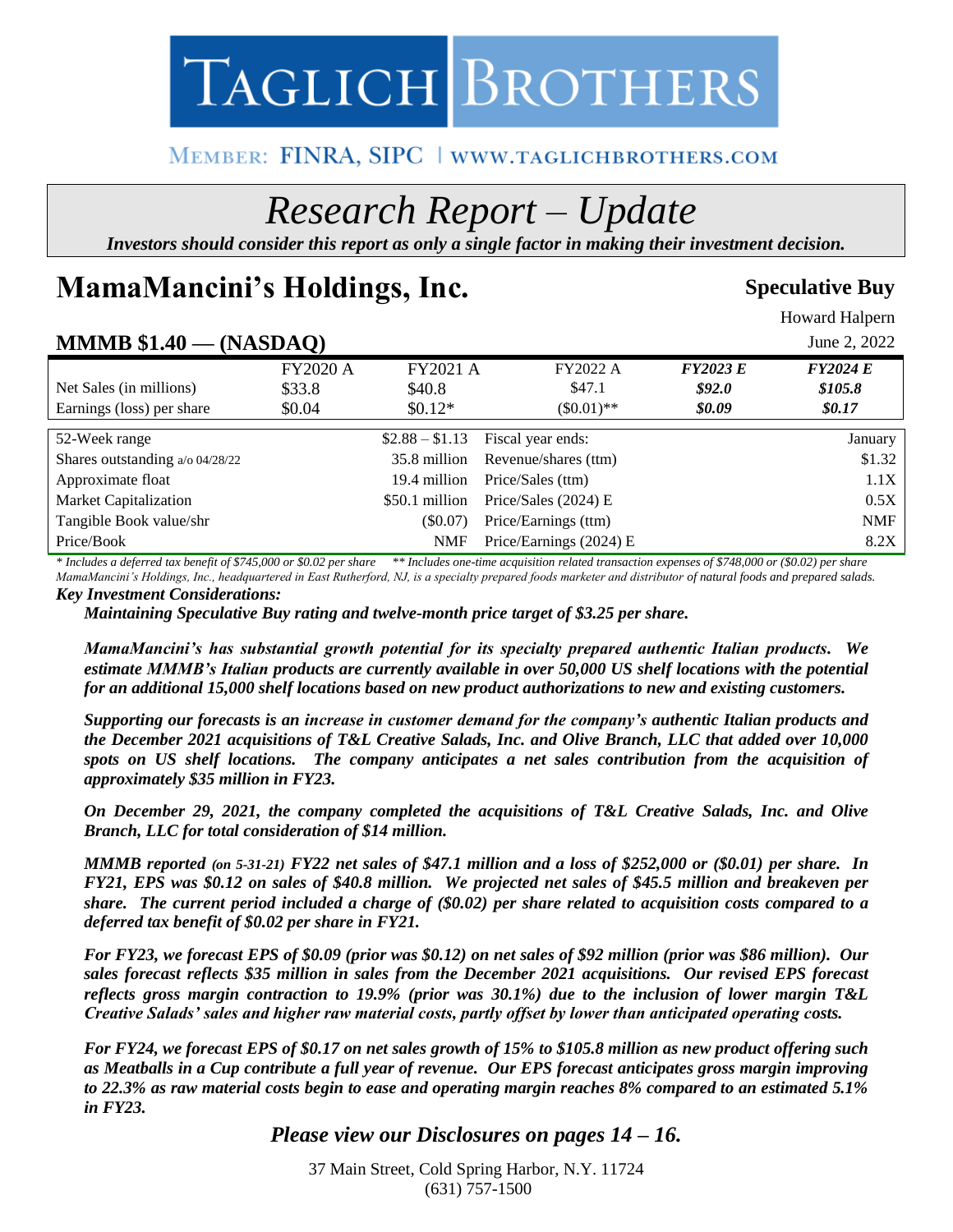# TAGLICH BROTHERS

MEMBER: FINRA, SIPC | WWW.TAGLICHBROTHERS.COM

# *Research Report – Update*

***Investors should consider this report as only a single factor in making their investment decision.***

## MamaMancini's Holdings, Inc.

**Speculative Buy**

Howard Halpern

June 2, 2022

### MMMB $1.40 — (NASDAQ)

| | FY2020 A | FY2021 A | FY2022 A | *FY2023 E* | *FY2024 E* |
|---|---|---|---|---|---|
| Net Sales (in millions) | $33.8 | $40.8 | $47.1 | ***$92.0*** | ***$105.8*** |
| Earnings (loss) per share | $0.04 | $0.12* | ($0.01)** | ***$0.09*** | ***$0.17*** |

| | | | |
|---|---|---|---|
| 52-Week range | $2.88 – $1.13 | Fiscal year ends: | January |
| Shares outstanding a/o 04/28/22 | 35.8 million | Revenue/shares (ttm) | $1.32 |
| Approximate float | 19.4 million | Price/Sales (ttm) | 1.1X |
| Market Capitalization | $50.1 million | Price/Sales (2024) E | 0.5X |
| Tangible Book value/shr | ($0.07) | Price/Earnings (ttm) | NMF |
| Price/Book | NMF | Price/Earnings (2024) E | 8.2X |

*\* Includes a deferred tax benefit of $745,000 or $0.02 per share \*\* Includes one-time acquisition related transaction expenses of $748,000 or ($0.02) per share*

*MamaMancini's Holdings, Inc., headquartered in East Rutherford, NJ, is a specialty prepared foods marketer and distributor of natural foods and prepared salads.*

***Key Investment Considerations:***

***Maintaining Speculative Buy rating and twelve-month price target of $3.25 per share.***

***MamaMancini's has substantial growth potential for its specialty prepared authentic Italian products. We estimate MMMB's Italian products are currently available in over 50,000 US shelf locations with the potential for an additional 15,000 shelf locations based on new product authorizations to new and existing customers.***

***Supporting our forecasts is an increase in customer demand for the company's authentic Italian products and the December 2021 acquisitions of T&L Creative Salads, Inc. and Olive Branch, LLC that added over 10,000 spots on US shelf locations. The company anticipates a net sales contribution from the acquisition of approximately $35 million in FY23.***

***On December 29, 2021, the company completed the acquisitions of T&L Creative Salads, Inc. and Olive Branch, LLC for total consideration of $14 million.***

***MMMB reported (on 5-31-21) FY22 net sales of $47.1 million and a loss of $252,000 or ($0.01) per share. In FY21, EPS was $0.12 on sales of $40.8 million. We projected net sales of $45.5 million and breakeven per share. The current period included a charge of ($0.02) per share related to acquisition costs compared to a deferred tax benefit of $0.02 per share in FY21.***

***For FY23, we forecast EPS of $0.09 (prior was $0.12) on net sales of $92 million (prior was $86 million). Our sales forecast reflects $35 million in sales from the December 2021 acquisitions. Our revised EPS forecast reflects gross margin contraction to 19.9% (prior was 30.1%) due to the inclusion of lower margin T&L Creative Salads' sales and higher raw material costs, partly offset by lower than anticipated operating costs.***

***For FY24, we forecast EPS of $0.17 on net sales growth of 15% to $105.8 million as new product offering such as Meatballs in a Cup contribute a full year of revenue. Our EPS forecast anticipates gross margin improving to 22.3% as raw material costs begin to ease and operating margin reaches 8% compared to an estimated 5.1% in FY23.***

***Please view our Disclosures on pages 14 – 16.***

37 Main Street, Cold Spring Harbor, N.Y. 11724
(631) 757-1500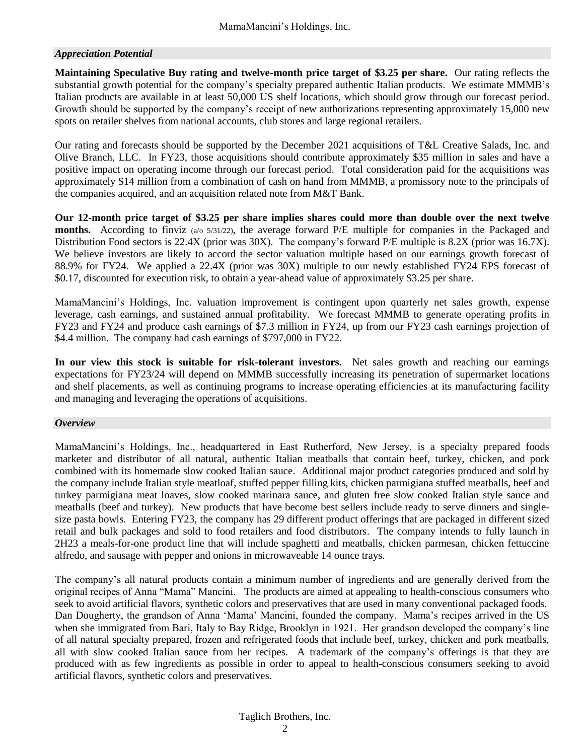## *Appreciation Potential*

**Maintaining Speculative Buy rating and twelve-month price target of $3.25 per share.** Our rating reflects the substantial growth potential for the company's specialty prepared authentic Italian products. We estimate MMMB's Italian products are available in at least 50,000 US shelf locations, which should grow through our forecast period. Growth should be supported by the company's receipt of new authorizations representing approximately 15,000 new spots on retailer shelves from national accounts, club stores and large regional retailers.

Our rating and forecasts should be supported by the December 2021 acquisitions of T&L Creative Salads, Inc. and Olive Branch, LLC. In FY23, those acquisitions should contribute approximately $35 million in sales and have a positive impact on operating income through our forecast period. Total consideration paid for the acquisitions was approximately $14 million from a combination of cash on hand from MMMB, a promissory note to the principals of the companies acquired, and an acquisition related note from M&T Bank.

**Our 12-month price target of $3.25 per share implies shares could more than double over the next twelve months.** According to finviz (a/o 5/31/22), the average forward P/E multiple for companies in the Packaged and Distribution Food sectors is 22.4X (prior was 30X). The company's forward P/E multiple is 8.2X (prior was 16.7X). We believe investors are likely to accord the sector valuation multiple based on our earnings growth forecast of 88.9% for FY24. We applied a 22.4X (prior was 30X) multiple to our newly established FY24 EPS forecast of $0.17, discounted for execution risk, to obtain a year-ahead value of approximately $3.25 per share.

MamaMancini's Holdings, Inc. valuation improvement is contingent upon quarterly net sales growth, expense leverage, cash earnings, and sustained annual profitability. We forecast MMMB to generate operating profits in FY23 and FY24 and produce cash earnings of $7.3 million in FY24, up from our FY23 cash earnings projection of $4.4 million. The company had cash earnings of $797,000 in FY22.

**In our view this stock is suitable for risk-tolerant investors.** Net sales growth and reaching our earnings expectations for FY23/24 will depend on MMMB successfully increasing its penetration of supermarket locations and shelf placements, as well as continuing programs to increase operating efficiencies at its manufacturing facility and managing and leveraging the operations of acquisitions.

## *Overview*

MamaMancini's Holdings, Inc., headquartered in East Rutherford, New Jersey, is a specialty prepared foods marketer and distributor of all natural, authentic Italian meatballs that contain beef, turkey, chicken, and pork combined with its homemade slow cooked Italian sauce. Additional major product categories produced and sold by the company include Italian style meatloaf, stuffed pepper filling kits, chicken parmigiana stuffed meatballs, beef and turkey parmigiana meat loaves, slow cooked marinara sauce, and gluten free slow cooked Italian style sauce and meatballs (beef and turkey). New products that have become best sellers include ready to serve dinners and single-size pasta bowls. Entering FY23, the company has 29 different product offerings that are packaged in different sized retail and bulk packages and sold to food retailers and food distributors. The company intends to fully launch in 2H23 a meals-for-one product line that will include spaghetti and meatballs, chicken parmesan, chicken fettuccine alfredo, and sausage with pepper and onions in microwaveable 14 ounce trays.

The company's all natural products contain a minimum number of ingredients and are generally derived from the original recipes of Anna "Mama" Mancini. The products are aimed at appealing to health-conscious consumers who seek to avoid artificial flavors, synthetic colors and preservatives that are used in many conventional packaged foods. Dan Dougherty, the grandson of Anna 'Mama' Mancini, founded the company. Mama's recipes arrived in the US when she immigrated from Bari, Italy to Bay Ridge, Brooklyn in 1921. Her grandson developed the company's line of all natural specialty prepared, frozen and refrigerated foods that include beef, turkey, chicken and pork meatballs, all with slow cooked Italian sauce from her recipes. A trademark of the company's offerings is that they are produced with as few ingredients as possible in order to appeal to health-conscious consumers seeking to avoid artificial flavors, synthetic colors and preservatives.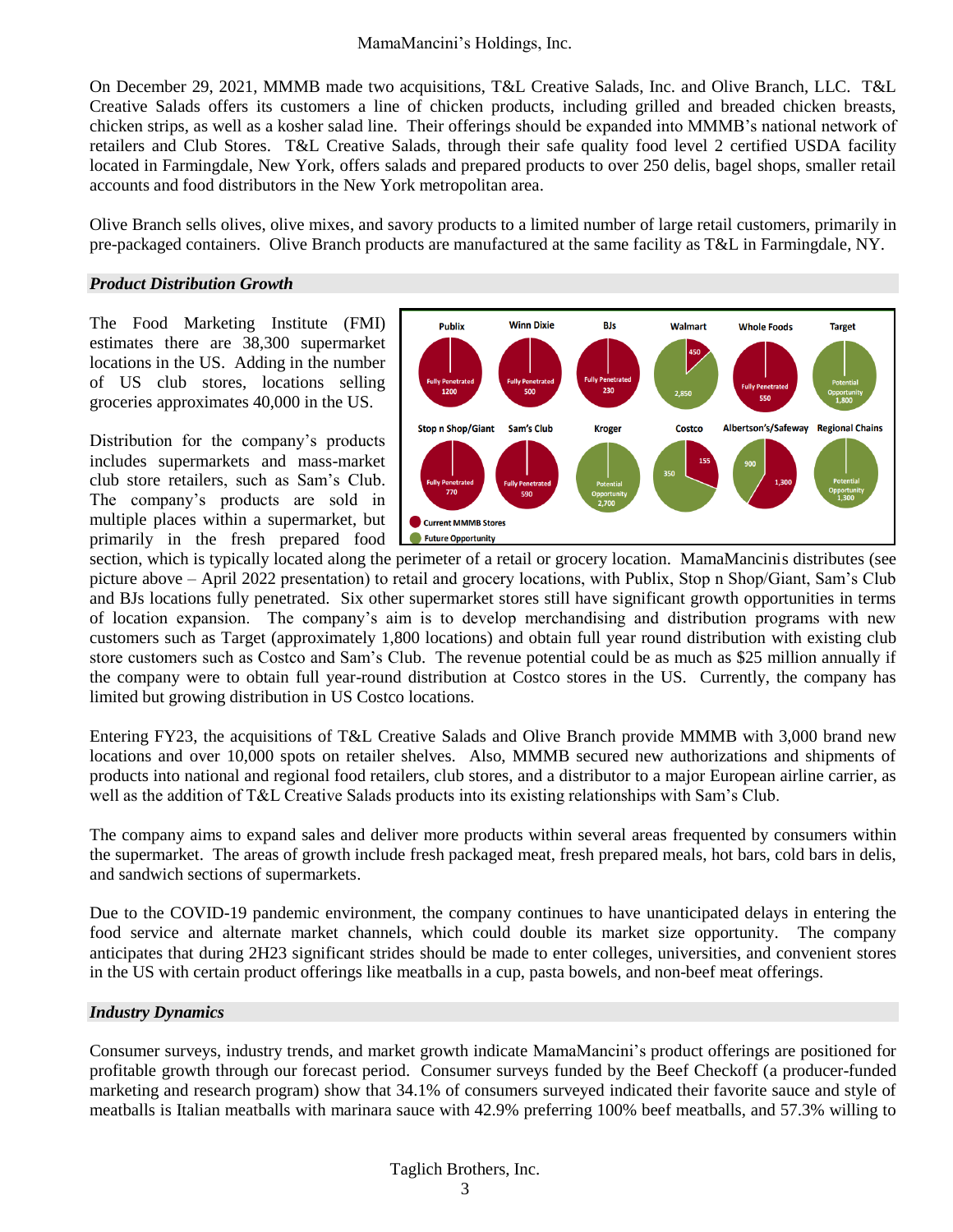On December 29, 2021, MMMB made two acquisitions, T&L Creative Salads, Inc. and Olive Branch, LLC. T&L Creative Salads offers its customers a line of chicken products, including grilled and breaded chicken breasts, chicken strips, as well as a kosher salad line. Their offerings should be expanded into MMMB's national network of retailers and Club Stores. T&L Creative Salads, through their safe quality food level 2 certified USDA facility located in Farmingdale, New York, offers salads and prepared products to over 250 delis, bagel shops, smaller retail accounts and food distributors in the New York metropolitan area.

Olive Branch sells olives, olive mixes, and savory products to a limited number of large retail customers, primarily in pre-packaged containers. Olive Branch products are manufactured at the same facility as T&L in Farmingdale, NY.

### *Product Distribution Growth*

The Food Marketing Institute (FMI) estimates there are 38,300 supermarket locations in the US. Adding in the number of US club stores, locations selling groceries approximates 40,000 in the US.

Distribution for the company's products includes supermarkets and mass-market club store retailers, such as Sam's Club. The company's products are sold in multiple places within a supermarket, but primarily in the fresh prepared food section, which is typically located along the perimeter of a retail or grocery location. MamaMancinis distributes (see picture above – April 2022 presentation) to retail and grocery locations, with Publix, Stop n Shop/Giant, Sam's Club and BJs locations fully penetrated. Six other supermarket stores still have significant growth opportunities in terms of location expansion. The company's aim is to develop merchandising and distribution programs with new customers such as Target (approximately 1,800 locations) and obtain full year round distribution with existing club store customers such as Costco and Sam's Club. The revenue potential could be as much as $25 million annually if the company were to obtain full year-round distribution at Costco stores in the US. Currently, the company has limited but growing distribution in US Costco locations.

Entering FY23, the acquisitions of T&L Creative Salads and Olive Branch provide MMMB with 3,000 brand new locations and over 10,000 spots on retailer shelves. Also, MMMB secured new authorizations and shipments of products into national and regional food retailers, club stores, and a distributor to a major European airline carrier, as well as the addition of T&L Creative Salads products into its existing relationships with Sam's Club.

The company aims to expand sales and deliver more products within several areas frequented by consumers within the supermarket. The areas of growth include fresh packaged meat, fresh prepared meals, hot bars, cold bars in delis, and sandwich sections of supermarkets.

Due to the COVID-19 pandemic environment, the company continues to have unanticipated delays in entering the food service and alternate market channels, which could double its market size opportunity. The company anticipates that during 2H23 significant strides should be made to enter colleges, universities, and convenient stores in the US with certain product offerings like meatballs in a cup, pasta bowls, and non-beef meat offerings.

### *Industry Dynamics*

Consumer surveys, industry trends, and market growth indicate MamaMancini's product offerings are positioned for profitable growth through our forecast period. Consumer surveys funded by the Beef Checkoff (a producer-funded marketing and research program) show that 34.1% of consumers surveyed indicated their favorite sauce and style of meatballs is Italian meatballs with marinara sauce with 42.9% preferring 100% beef meatballs, and 57.3% willing to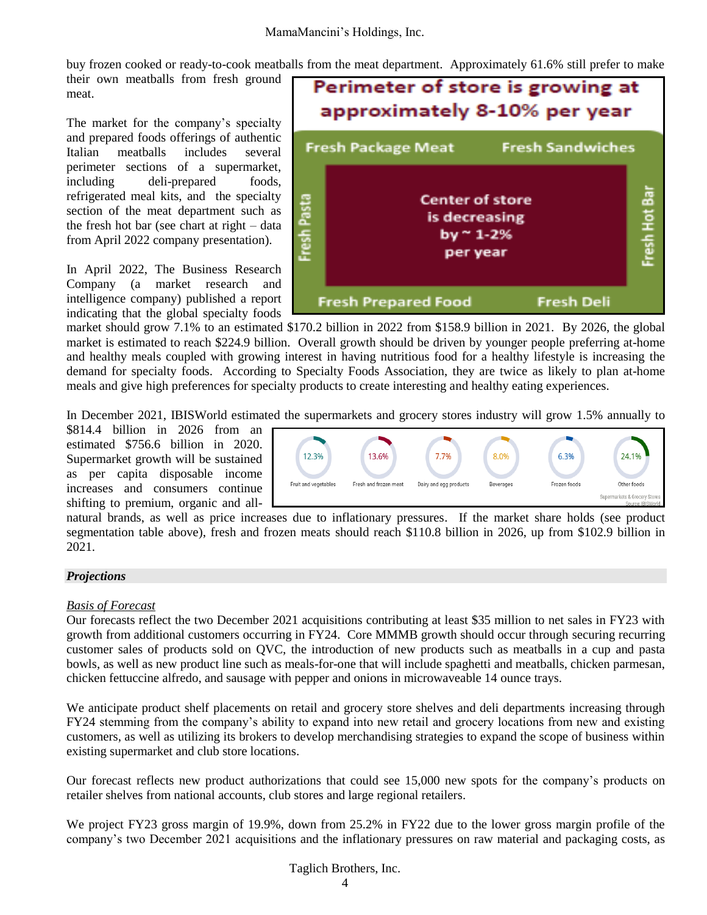buy frozen cooked or ready-to-cook meatballs from the meat department. Approximately 61.6% still prefer to make their own meatballs from fresh ground meat.

The market for the company's specialty and prepared foods offerings of authentic Italian meatballs includes several perimeter sections of a supermarket, including deli-prepared foods, refrigerated meal kits, and the specialty section of the meat department such as the fresh hot bar (see chart at right – data from April 2022 company presentation).

Perimeter of store is growing at approximately 8-10% per year

Fresh Package Meat | Fresh Sandwiches | Fresh Pasta | Fresh Hot Bar | Fresh Prepared Food | Fresh Deli

Center of store is decreasing by ~ 1-2% per year

In April 2022, The Business Research Company (a market research and intelligence company) published a report indicating that the global specialty foods market should grow 7.1% to an estimated $170.2 billion in 2022 from $158.9 billion in 2021. By 2026, the global market is estimated to reach $224.9 billion. Overall growth should be driven by younger people preferring at-home and healthy meals coupled with growing interest in having nutritious food for a healthy lifestyle is increasing the demand for specialty foods. According to Specialty Foods Association, they are twice as likely to plan at-home meals and give high preferences for specialty products to create interesting and healthy eating experiences.

In December 2021, IBISWorld estimated the supermarkets and grocery stores industry will grow 1.5% annually to $814.4 billion in 2026 from an estimated $756.6 billion in 2020. Supermarket growth will be sustained as per capita disposable income increases and consumers continue shifting to premium, organic and all-natural brands, as well as price increases due to inflationary pressures. If the market share holds (see product segmentation table above), fresh and frozen meats should reach $110.8 billion in 2026, up from $102.9 billion in 2021.

| Fruit and vegetables | Fresh and frozen meat | Dairy and egg products | Beverages | Frozen foods | Other foods |
|---|---|---|---|---|---|
| 12.3% | 13.6% | 7.7% | 8.0% | 6.3% | 24.1% |

Supermarkets & Grocery Stores
Source: IBISWorld

## *Projections*

### Basis of Forecast

Our forecasts reflect the two December 2021 acquisitions contributing at least $35 million to net sales in FY23 with growth from additional customers occurring in FY24. Core MMMB growth should occur through securing recurring customer sales of products sold on QVC, the introduction of new products such as meatballs in a cup and pasta bowls, as well as new product line such as meals-for-one that will include spaghetti and meatballs, chicken parmesan, chicken fettuccine alfredo, and sausage with pepper and onions in microwaveable 14 ounce trays.

We anticipate product shelf placements on retail and grocery store shelves and deli departments increasing through FY24 stemming from the company's ability to expand into new retail and grocery locations from new and existing customers, as well as utilizing its brokers to develop merchandising strategies to expand the scope of business within existing supermarket and club store locations.

Our forecast reflects new product authorizations that could see 15,000 new spots for the company's products on retailer shelves from national accounts, club stores and large regional retailers.

We project FY23 gross margin of 19.9%, down from 25.2% in FY22 due to the lower gross margin profile of the company's two December 2021 acquisitions and the inflationary pressures on raw material and packaging costs, as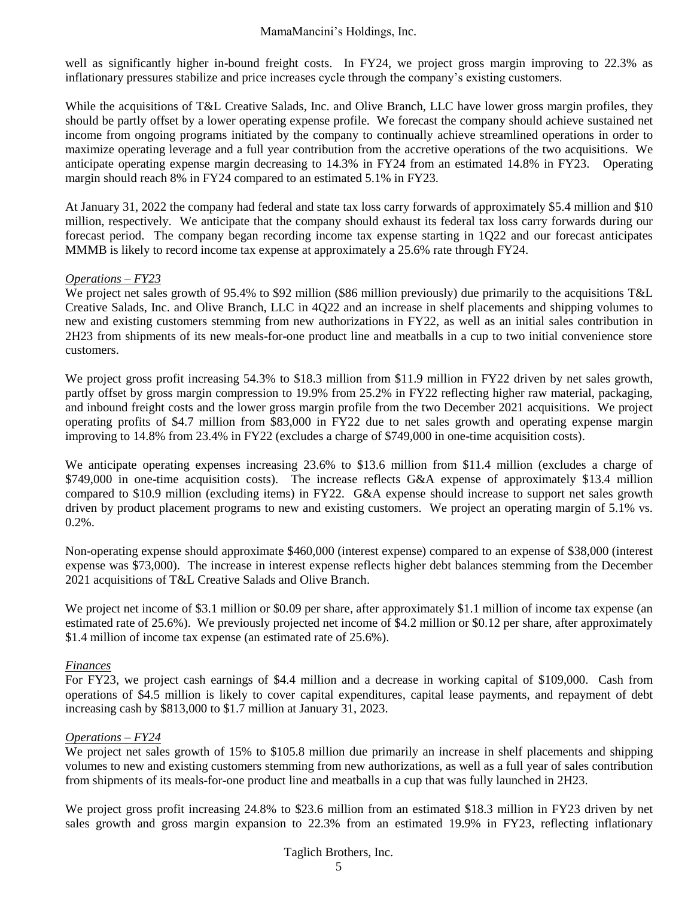well as significantly higher in-bound freight costs. In FY24, we project gross margin improving to 22.3% as inflationary pressures stabilize and price increases cycle through the company's existing customers.

While the acquisitions of T&L Creative Salads, Inc. and Olive Branch, LLC have lower gross margin profiles, they should be partly offset by a lower operating expense profile. We forecast the company should achieve sustained net income from ongoing programs initiated by the company to continually achieve streamlined operations in order to maximize operating leverage and a full year contribution from the accretive operations of the two acquisitions. We anticipate operating expense margin decreasing to 14.3% in FY24 from an estimated 14.8% in FY23. Operating margin should reach 8% in FY24 compared to an estimated 5.1% in FY23.

At January 31, 2022 the company had federal and state tax loss carry forwards of approximately $5.4 million and $10 million, respectively. We anticipate that the company should exhaust its federal tax loss carry forwards during our forecast period. The company began recording income tax expense starting in 1Q22 and our forecast anticipates MMMB is likely to record income tax expense at approximately a 25.6% rate through FY24.

*Operations – FY23*

We project net sales growth of 95.4% to $92 million ($86 million previously) due primarily to the acquisitions T&L Creative Salads, Inc. and Olive Branch, LLC in 4Q22 and an increase in shelf placements and shipping volumes to new and existing customers stemming from new authorizations in FY22, as well as an initial sales contribution in 2H23 from shipments of its new meals-for-one product line and meatballs in a cup to two initial convenience store customers.

We project gross profit increasing 54.3% to $18.3 million from $11.9 million in FY22 driven by net sales growth, partly offset by gross margin compression to 19.9% from 25.2% in FY22 reflecting higher raw material, packaging, and inbound freight costs and the lower gross margin profile from the two December 2021 acquisitions. We project operating profits of $4.7 million from $83,000 in FY22 due to net sales growth and operating expense margin improving to 14.8% from 23.4% in FY22 (excludes a charge of $749,000 in one-time acquisition costs).

We anticipate operating expenses increasing 23.6% to $13.6 million from $11.4 million (excludes a charge of $749,000 in one-time acquisition costs). The increase reflects G&A expense of approximately $13.4 million compared to $10.9 million (excluding items) in FY22. G&A expense should increase to support net sales growth driven by product placement programs to new and existing customers. We project an operating margin of 5.1% vs. 0.2%.

Non-operating expense should approximate $460,000 (interest expense) compared to an expense of $38,000 (interest expense was $73,000). The increase in interest expense reflects higher debt balances stemming from the December 2021 acquisitions of T&L Creative Salads and Olive Branch.

We project net income of $3.1 million or $0.09 per share, after approximately $1.1 million of income tax expense (an estimated rate of 25.6%). We previously projected net income of $4.2 million or $0.12 per share, after approximately $1.4 million of income tax expense (an estimated rate of 25.6%).

*Finances*

For FY23, we project cash earnings of $4.4 million and a decrease in working capital of $109,000. Cash from operations of $4.5 million is likely to cover capital expenditures, capital lease payments, and repayment of debt increasing cash by $813,000 to $1.7 million at January 31, 2023.

*Operations – FY24*

We project net sales growth of 15% to $105.8 million due primarily an increase in shelf placements and shipping volumes to new and existing customers stemming from new authorizations, as well as a full year of sales contribution from shipments of its meals-for-one product line and meatballs in a cup that was fully launched in 2H23.

We project gross profit increasing 24.8% to $23.6 million from an estimated $18.3 million in FY23 driven by net sales growth and gross margin expansion to 22.3% from an estimated 19.9% in FY23, reflecting inflationary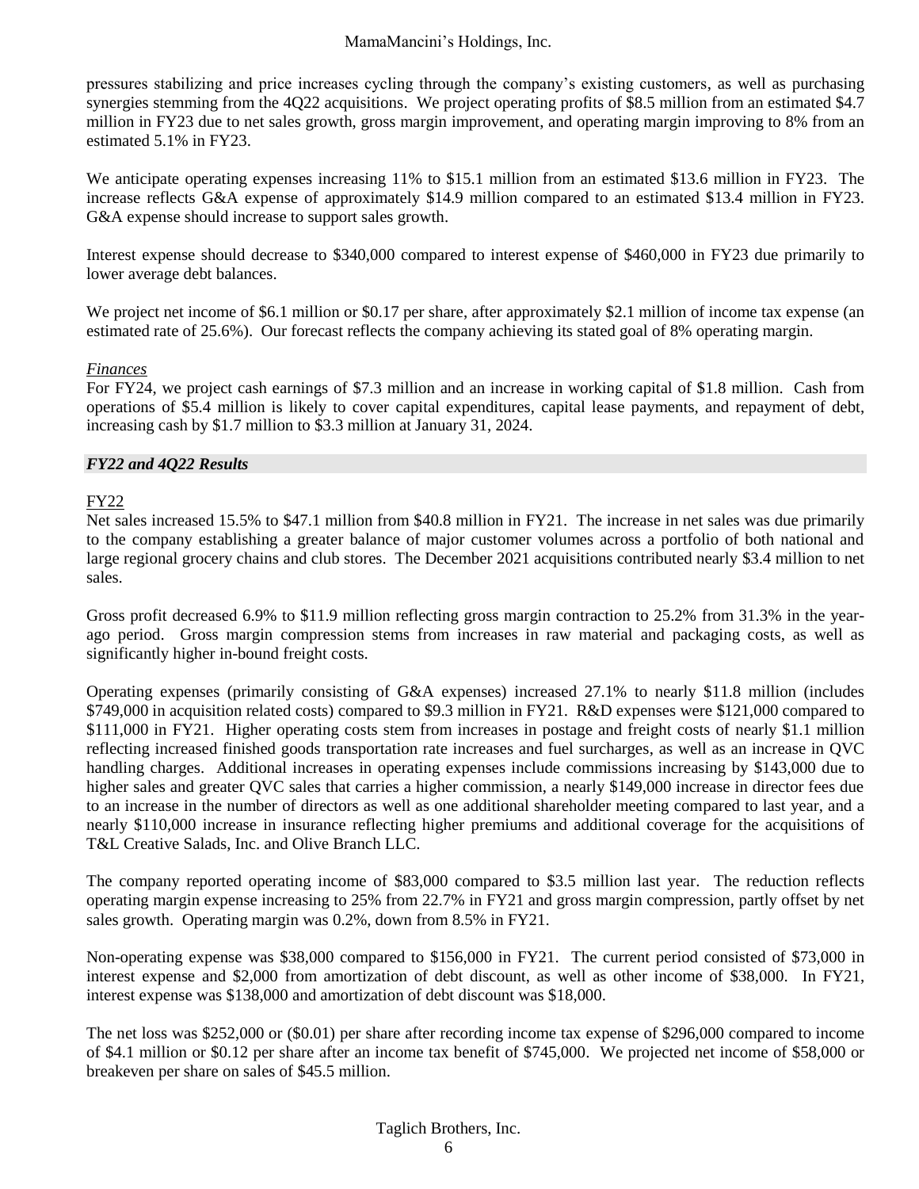pressures stabilizing and price increases cycling through the company's existing customers, as well as purchasing synergies stemming from the 4Q22 acquisitions. We project operating profits of $8.5 million from an estimated $4.7 million in FY23 due to net sales growth, gross margin improvement, and operating margin improving to 8% from an estimated 5.1% in FY23.

We anticipate operating expenses increasing 11% to $15.1 million from an estimated $13.6 million in FY23. The increase reflects G&A expense of approximately $14.9 million compared to an estimated $13.4 million in FY23. G&A expense should increase to support sales growth.

Interest expense should decrease to $340,000 compared to interest expense of $460,000 in FY23 due primarily to lower average debt balances.

We project net income of $6.1 million or $0.17 per share, after approximately $2.1 million of income tax expense (an estimated rate of 25.6%). Our forecast reflects the company achieving its stated goal of 8% operating margin.

*Finances*

For FY24, we project cash earnings of $7.3 million and an increase in working capital of $1.8 million. Cash from operations of $5.4 million is likely to cover capital expenditures, capital lease payments, and repayment of debt, increasing cash by $1.7 million to $3.3 million at January 31, 2024.

## *FY22 and 4Q22 Results*

FY22

Net sales increased 15.5% to $47.1 million from $40.8 million in FY21. The increase in net sales was due primarily to the company establishing a greater balance of major customer volumes across a portfolio of both national and large regional grocery chains and club stores. The December 2021 acquisitions contributed nearly $3.4 million to net sales.

Gross profit decreased 6.9% to $11.9 million reflecting gross margin contraction to 25.2% from 31.3% in the year-ago period. Gross margin compression stems from increases in raw material and packaging costs, as well as significantly higher in-bound freight costs.

Operating expenses (primarily consisting of G&A expenses) increased 27.1% to nearly $11.8 million (includes $749,000 in acquisition related costs) compared to $9.3 million in FY21. R&D expenses were $121,000 compared to $111,000 in FY21. Higher operating costs stem from increases in postage and freight costs of nearly $1.1 million reflecting increased finished goods transportation rate increases and fuel surcharges, as well as an increase in QVC handling charges. Additional increases in operating expenses include commissions increasing by $143,000 due to higher sales and greater QVC sales that carries a higher commission, a nearly $149,000 increase in director fees due to an increase in the number of directors as well as one additional shareholder meeting compared to last year, and a nearly $110,000 increase in insurance reflecting higher premiums and additional coverage for the acquisitions of T&L Creative Salads, Inc. and Olive Branch LLC.

The company reported operating income of $83,000 compared to $3.5 million last year. The reduction reflects operating margin expense increasing to 25% from 22.7% in FY21 and gross margin compression, partly offset by net sales growth. Operating margin was 0.2%, down from 8.5% in FY21.

Non-operating expense was $38,000 compared to $156,000 in FY21. The current period consisted of $73,000 in interest expense and $2,000 from amortization of debt discount, as well as other income of $38,000. In FY21, interest expense was $138,000 and amortization of debt discount was $18,000.

The net loss was $252,000 or ($0.01) per share after recording income tax expense of $296,000 compared to income of $4.1 million or $0.12 per share after an income tax benefit of $745,000. We projected net income of $58,000 or breakeven per share on sales of $45.5 million.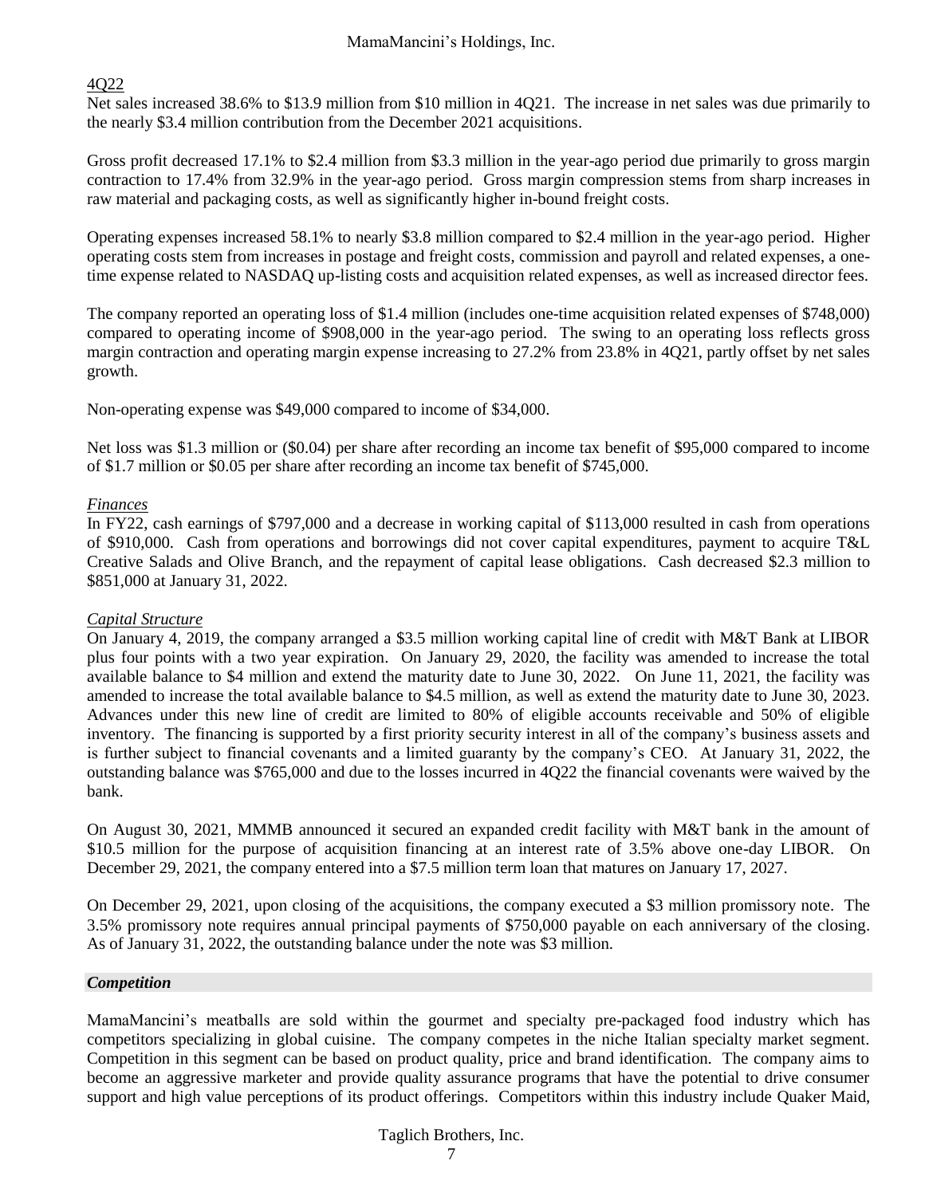4Q22

Net sales increased 38.6% to $13.9 million from $10 million in 4Q21. The increase in net sales was due primarily to the nearly $3.4 million contribution from the December 2021 acquisitions.

Gross profit decreased 17.1% to $2.4 million from $3.3 million in the year-ago period due primarily to gross margin contraction to 17.4% from 32.9% in the year-ago period. Gross margin compression stems from sharp increases in raw material and packaging costs, as well as significantly higher in-bound freight costs.

Operating expenses increased 58.1% to nearly $3.8 million compared to $2.4 million in the year-ago period. Higher operating costs stem from increases in postage and freight costs, commission and payroll and related expenses, a one-time expense related to NASDAQ up-listing costs and acquisition related expenses, as well as increased director fees.

The company reported an operating loss of $1.4 million (includes one-time acquisition related expenses of $748,000) compared to operating income of $908,000 in the year-ago period. The swing to an operating loss reflects gross margin contraction and operating margin expense increasing to 27.2% from 23.8% in 4Q21, partly offset by net sales growth.

Non-operating expense was $49,000 compared to income of $34,000.

Net loss was $1.3 million or ($0.04) per share after recording an income tax benefit of $95,000 compared to income of $1.7 million or $0.05 per share after recording an income tax benefit of $745,000.

*Finances*

In FY22, cash earnings of $797,000 and a decrease in working capital of $113,000 resulted in cash from operations of $910,000. Cash from operations and borrowings did not cover capital expenditures, payment to acquire T&L Creative Salads and Olive Branch, and the repayment of capital lease obligations. Cash decreased $2.3 million to $851,000 at January 31, 2022.

*Capital Structure*

On January 4, 2019, the company arranged a $3.5 million working capital line of credit with M&T Bank at LIBOR plus four points with a two year expiration. On January 29, 2020, the facility was amended to increase the total available balance to $4 million and extend the maturity date to June 30, 2022. On June 11, 2021, the facility was amended to increase the total available balance to $4.5 million, as well as extend the maturity date to June 30, 2023. Advances under this new line of credit are limited to 80% of eligible accounts receivable and 50% of eligible inventory. The financing is supported by a first priority security interest in all of the company's business assets and is further subject to financial covenants and a limited guaranty by the company's CEO. At January 31, 2022, the outstanding balance was $765,000 and due to the losses incurred in 4Q22 the financial covenants were waived by the bank.

On August 30, 2021, MMMB announced it secured an expanded credit facility with M&T bank in the amount of $10.5 million for the purpose of acquisition financing at an interest rate of 3.5% above one-day LIBOR. On December 29, 2021, the company entered into a $7.5 million term loan that matures on January 17, 2027.

On December 29, 2021, upon closing of the acquisitions, the company executed a $3 million promissory note. The 3.5% promissory note requires annual principal payments of $750,000 payable on each anniversary of the closing. As of January 31, 2022, the outstanding balance under the note was $3 million.

## *Competition*

MamaMancini's meatballs are sold within the gourmet and specialty pre-packaged food industry which has competitors specializing in global cuisine. The company competes in the niche Italian specialty market segment. Competition in this segment can be based on product quality, price and brand identification. The company aims to become an aggressive marketer and provide quality assurance programs that have the potential to drive consumer support and high value perceptions of its product offerings. Competitors within this industry include Quaker Maid,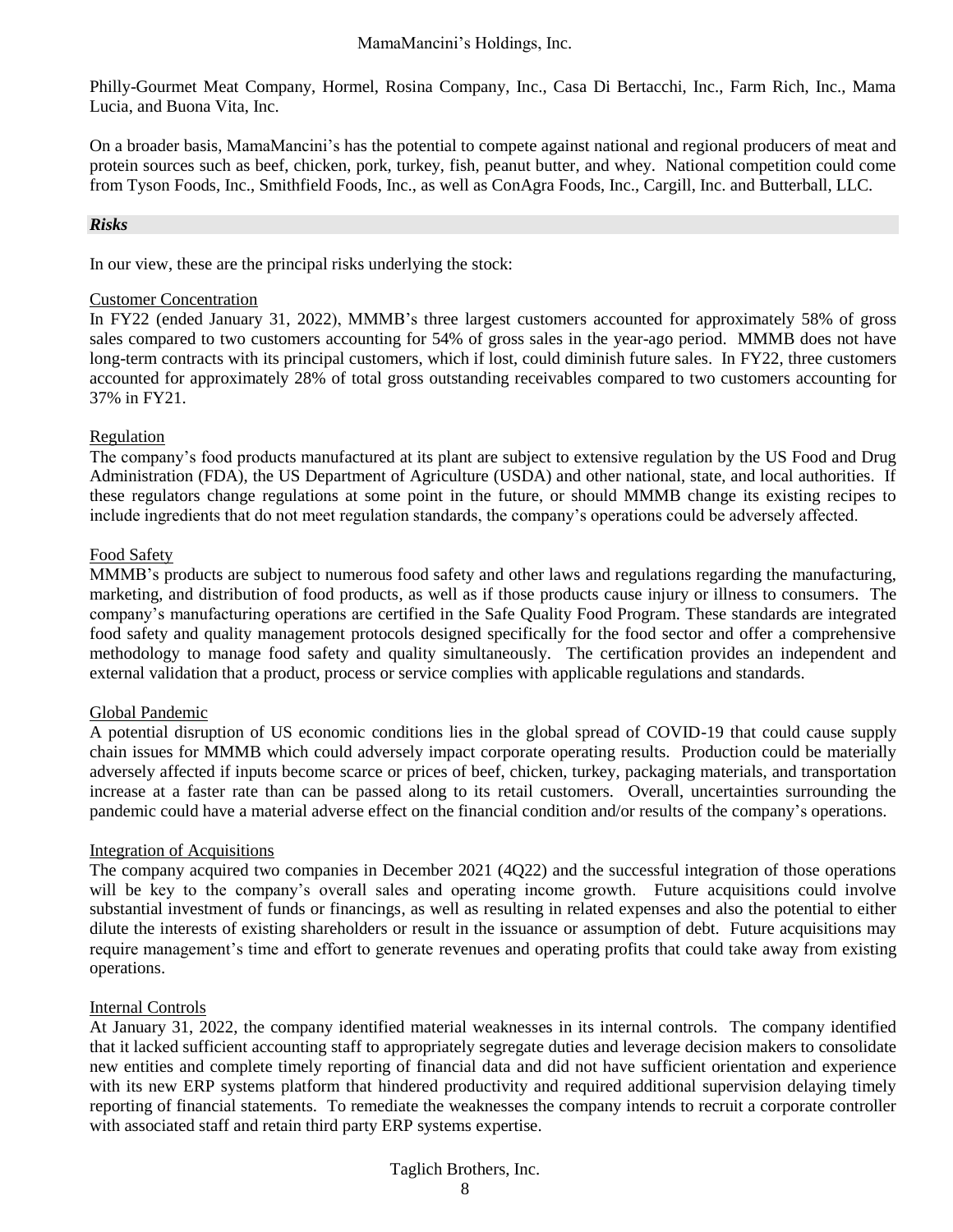Philly-Gourmet Meat Company, Hormel, Rosina Company, Inc., Casa Di Bertacchi, Inc., Farm Rich, Inc., Mama Lucia, and Buona Vita, Inc.

On a broader basis, MamaMancini's has the potential to compete against national and regional producers of meat and protein sources such as beef, chicken, pork, turkey, fish, peanut butter, and whey. National competition could come from Tyson Foods, Inc., Smithfield Foods, Inc., as well as ConAgra Foods, Inc., Cargill, Inc. and Butterball, LLC.

## *Risks*

In our view, these are the principal risks underlying the stock:

### Customer Concentration

In FY22 (ended January 31, 2022), MMMB's three largest customers accounted for approximately 58% of gross sales compared to two customers accounting for 54% of gross sales in the year-ago period. MMMB does not have long-term contracts with its principal customers, which if lost, could diminish future sales. In FY22, three customers accounted for approximately 28% of total gross outstanding receivables compared to two customers accounting for 37% in FY21.

### Regulation

The company's food products manufactured at its plant are subject to extensive regulation by the US Food and Drug Administration (FDA), the US Department of Agriculture (USDA) and other national, state, and local authorities. If these regulators change regulations at some point in the future, or should MMMB change its existing recipes to include ingredients that do not meet regulation standards, the company's operations could be adversely affected.

### Food Safety

MMMB's products are subject to numerous food safety and other laws and regulations regarding the manufacturing, marketing, and distribution of food products, as well as if those products cause injury or illness to consumers. The company's manufacturing operations are certified in the Safe Quality Food Program. These standards are integrated food safety and quality management protocols designed specifically for the food sector and offer a comprehensive methodology to manage food safety and quality simultaneously. The certification provides an independent and external validation that a product, process or service complies with applicable regulations and standards.

### Global Pandemic

A potential disruption of US economic conditions lies in the global spread of COVID-19 that could cause supply chain issues for MMMB which could adversely impact corporate operating results. Production could be materially adversely affected if inputs become scarce or prices of beef, chicken, turkey, packaging materials, and transportation increase at a faster rate than can be passed along to its retail customers. Overall, uncertainties surrounding the pandemic could have a material adverse effect on the financial condition and/or results of the company's operations.

### Integration of Acquisitions

The company acquired two companies in December 2021 (4Q22) and the successful integration of those operations will be key to the company's overall sales and operating income growth. Future acquisitions could involve substantial investment of funds or financings, as well as resulting in related expenses and also the potential to either dilute the interests of existing shareholders or result in the issuance or assumption of debt. Future acquisitions may require management's time and effort to generate revenues and operating profits that could take away from existing operations.

### Internal Controls

At January 31, 2022, the company identified material weaknesses in its internal controls. The company identified that it lacked sufficient accounting staff to appropriately segregate duties and leverage decision makers to consolidate new entities and complete timely reporting of financial data and did not have sufficient orientation and experience with its new ERP systems platform that hindered productivity and required additional supervision delaying timely reporting of financial statements. To remediate the weaknesses the company intends to recruit a corporate controller with associated staff and retain third party ERP systems expertise.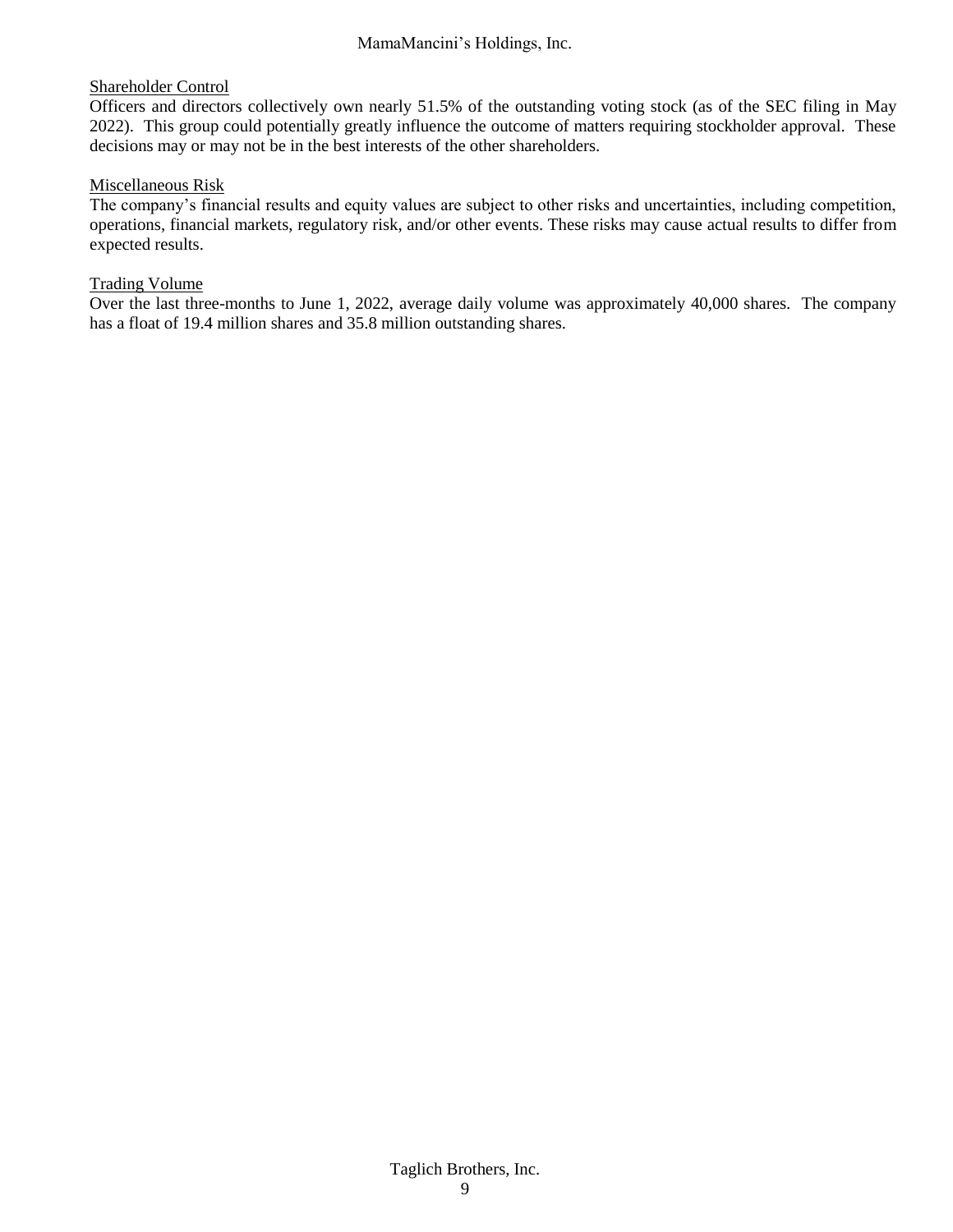### Shareholder Control

Officers and directors collectively own nearly 51.5% of the outstanding voting stock (as of the SEC filing in May 2022). This group could potentially greatly influence the outcome of matters requiring stockholder approval. These decisions may or may not be in the best interests of the other shareholders.

### Miscellaneous Risk

The company's financial results and equity values are subject to other risks and uncertainties, including competition, operations, financial markets, regulatory risk, and/or other events. These risks may cause actual results to differ from expected results.

### Trading Volume

Over the last three-months to June 1, 2022, average daily volume was approximately 40,000 shares. The company has a float of 19.4 million shares and 35.8 million outstanding shares.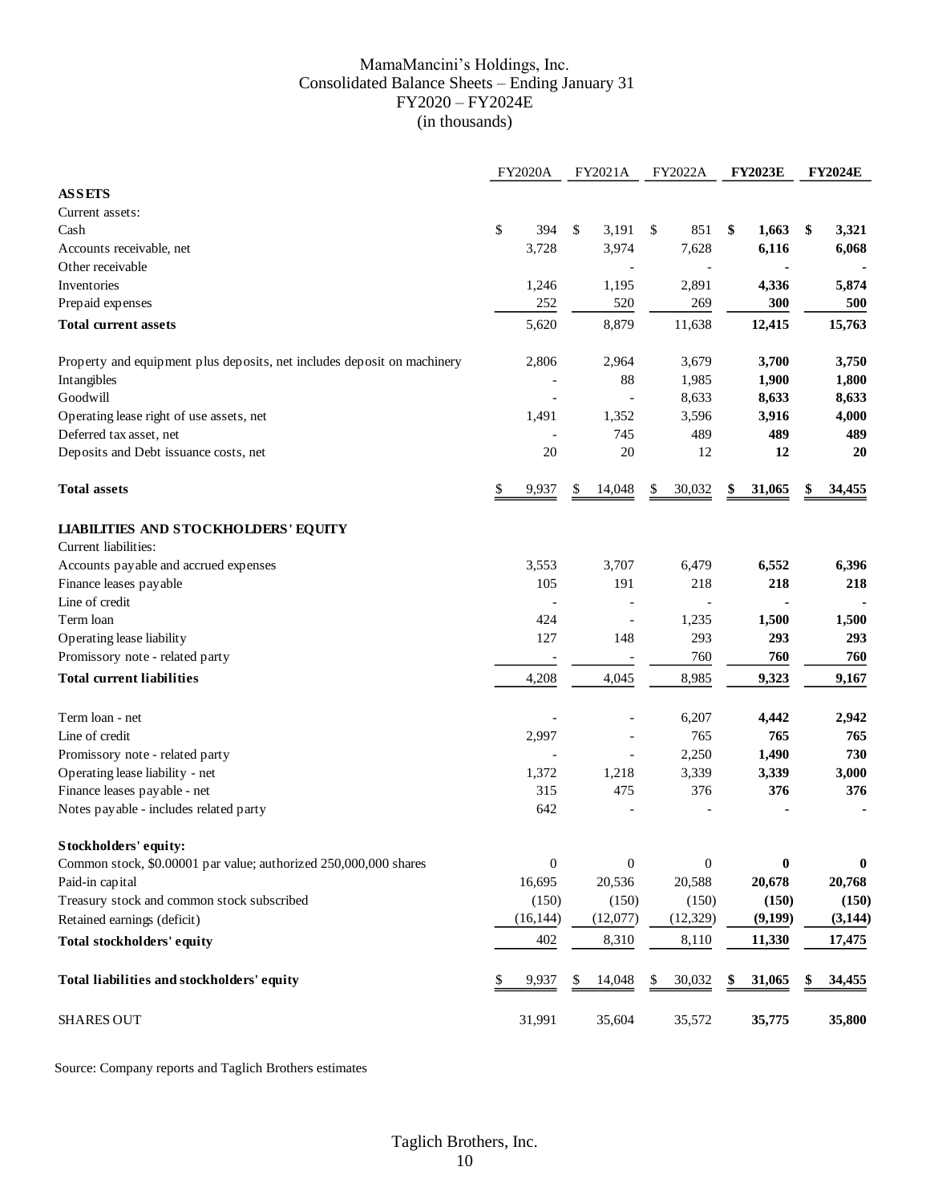# MamaMancini's Holdings, Inc.
## Consolidated Balance Sheets – Ending January 31
## FY2020 – FY2024E
## (in thousands)

| | FY2020A | FY2021A | FY2022A | **FY2023E** | **FY2024E** |
|---|---|---|---|---|---|
| **ASSETS** | | | | | |
| Current assets: | | | | | |
| Cash | $ 394 | $ 3,191 | $ 851 | **$ 1,663** | **$ 3,321** |
| Accounts receivable, net | 3,728 | 3,974 | 7,628 | **6,116** | **6,068** |
| Other receivable | | - | - | **-** | **-** |
| Inventories | 1,246 | 1,195 | 2,891 | **4,336** | **5,874** |
| Prepaid expenses | 252 | 520 | 269 | **300** | **500** |
| **Total current assets** | 5,620 | 8,879 | 11,638 | **12,415** | **15,763** |
| Property and equipment plus deposits, net includes deposit on machinery | 2,806 | 2,964 | 3,679 | **3,700** | **3,750** |
| Intangibles | - | 88 | 1,985 | **1,900** | **1,800** |
| Goodwill | - | - | 8,633 | **8,633** | **8,633** |
| Operating lease right of use assets, net | 1,491 | 1,352 | 3,596 | **3,916** | **4,000** |
| Deferred tax asset, net | - | 745 | 489 | **489** | **489** |
| Deposits and Debt issuance costs, net | 20 | 20 | 12 | **12** | **20** |
| **Total assets** | $ 9,937 | $ 14,048 | $ 30,032 | **$ 31,065** | **$ 34,455** |
| **LIABILITIES AND STOCKHOLDERS' EQUITY** | | | | | |
| Current liabilities: | | | | | |
| Accounts payable and accrued expenses | 3,553 | 3,707 | 6,479 | **6,552** | **6,396** |
| Finance leases payable | 105 | 191 | 218 | **218** | **218** |
| Line of credit | - | - | - | **-** | **-** |
| Term loan | 424 | - | 1,235 | **1,500** | **1,500** |
| Operating lease liability | 127 | 148 | 293 | **293** | **293** |
| Promissory note - related party | - | - | 760 | **760** | **760** |
| **Total current liabilities** | 4,208 | 4,045 | 8,985 | **9,323** | **9,167** |
| Term loan - net | - | - | 6,207 | **4,442** | **2,942** |
| Line of credit | 2,997 | - | 765 | **765** | **765** |
| Promissory note - related party | - | - | 2,250 | **1,490** | **730** |
| Operating lease liability - net | 1,372 | 1,218 | 3,339 | **3,339** | **3,000** |
| Finance leases payable - net | 315 | 475 | 376 | **376** | **376** |
| Notes payable - includes related party | 642 | - | - | **-** | **-** |
| **Stockholders' equity:** | | | | | |
| Common stock, $0.00001 par value; authorized 250,000,000 shares | 0 | 0 | 0 | **0** | **0** |
| Paid-in capital | 16,695 | 20,536 | 20,588 | **20,678** | **20,768** |
| Treasury stock and common stock subscribed | (150) | (150) | (150) | **(150)** | **(150)** |
| Retained earnings (deficit) | (16,144) | (12,077) | (12,329) | **(9,199)** | **(3,144)** |
| **Total stockholders' equity** | 402 | 8,310 | 8,110 | **11,330** | **17,475** |
| **Total liabilities and stockholders' equity** | $ 9,937 | $ 14,048 | $ 30,032 | **$ 31,065** | **$ 34,455** |
| SHARES OUT | 31,991 | 35,604 | 35,572 | **35,775** | **35,800** |

Source: Company reports and Taglich Brothers estimates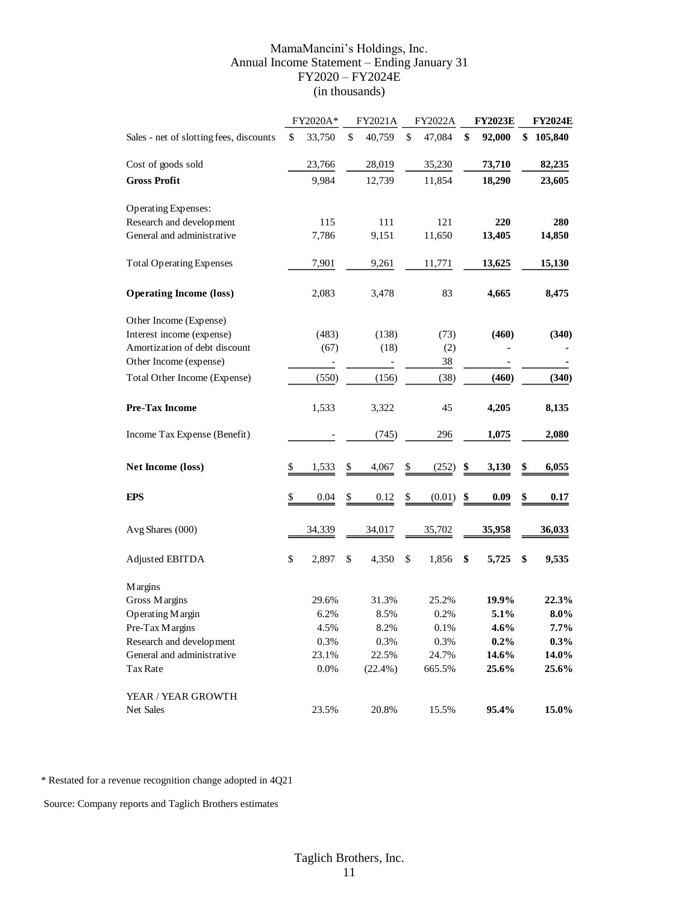# MamaMancini's Holdings, Inc.
## Annual Income Statement – Ending January 31
## FY2020 – FY2024E
## (in thousands)

| | FY2020A* | FY2021A | FY2022A | **FY2023E** | **FY2024E** |
|---|---|---|---|---|---|
| Sales - net of slotting fees, discounts | $ 33,750 | $ 40,759 | $ 47,084 | **$ 92,000** | **$ 105,840** |
| Cost of goods sold | 23,766 | 28,019 | 35,230 | **73,710** | **82,235** |
| **Gross Profit** | 9,984 | 12,739 | 11,854 | **18,290** | **23,605** |
| Operating Expenses: | | | | | |
| Research and development | 115 | 111 | 121 | **220** | **280** |
| General and administrative | 7,786 | 9,151 | 11,650 | **13,405** | **14,850** |
| Total Operating Expenses | 7,901 | 9,261 | 11,771 | **13,625** | **15,130** |
| **Operating Income (loss)** | 2,083 | 3,478 | 83 | **4,665** | **8,475** |
| Other Income (Expense) | | | | | |
| Interest income (expense) | (483) | (138) | (73) | **(460)** | **(340)** |
| Amortization of debt discount | (67) | (18) | (2) | **-** | **-** |
| Other Income (expense) | - | - | 38 | **-** | **-** |
| Total Other Income (Expense) | (550) | (156) | (38) | **(460)** | **(340)** |
| **Pre-Tax Income** | 1,533 | 3,322 | 45 | **4,205** | **8,135** |
| Income Tax Expense (Benefit) | - | (745) | 296 | **1,075** | **2,080** |
| **Net Income (loss)** | $ 1,533 | $ 4,067 | $ (252) | **$ 3,130** | **$ 6,055** |
| **EPS** | $ 0.04 | $ 0.12 | $ (0.01) | **$ 0.09** | **$ 0.17** |
| Avg Shares (000) | 34,339 | 34,017 | 35,702 | **35,958** | **36,033** |
| Adjusted EBITDA | $ 2,897 | $ 4,350 | $ 1,856 | **$ 5,725** | **$ 9,535** |
| Margins | | | | | |
| Gross Margins | 29.6% | 31.3% | 25.2% | **19.9%** | **22.3%** |
| Operating Margin | 6.2% | 8.5% | 0.2% | **5.1%** | **8.0%** |
| Pre-Tax Margins | 4.5% | 8.2% | 0.1% | **4.6%** | **7.7%** |
| Research and development | 0.3% | 0.3% | 0.3% | **0.2%** | **0.3%** |
| General and administrative | 23.1% | 22.5% | 24.7% | **14.6%** | **14.0%** |
| Tax Rate | 0.0% | (22.4%) | 665.5% | **25.6%** | **25.6%** |
| YEAR / YEAR GROWTH | | | | | |
| Net Sales | 23.5% | 20.8% | 15.5% | **95.4%** | **15.0%** |

\* Restated for a revenue recognition change adopted in 4Q21

Source: Company reports and Taglich Brothers estimates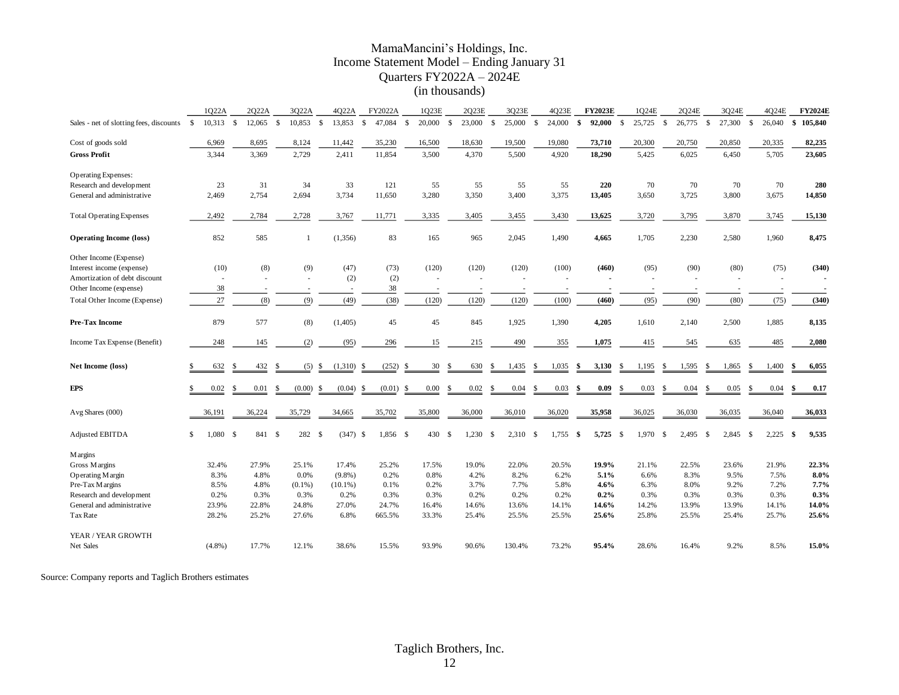# MamaMancini's Holdings, Inc.
## Income Statement Model – Ending January 31
## Quarters FY2022A – 2024E
## (in thousands)

| | 1Q22A | 2Q22A | 3Q22A | 4Q22A | FY2022A | 1Q23E | 2Q23E | 3Q23E | 4Q23E | **FY2023E** | 1Q24E | 2Q24E | 3Q24E | 4Q24E | **FY2024E** |
|---|---|---|---|---|---|---|---|---|---|---|---|---|---|---|---|
| Sales - net of slotting fees, discounts | $ 10,313 | $ 12,065 | $ 10,853 | $ 13,853 | $ 47,084 | $ 20,000 | $ 23,000 | $ 25,000 | $ 24,000 | **$ 92,000** | $ 25,725 | $ 26,775 | $ 27,300 | $ 26,040 | **$ 105,840** |
| Cost of goods sold | 6,969 | 8,695 | 8,124 | 11,442 | 35,230 | 16,500 | 18,630 | 19,500 | 19,080 | **73,710** | 20,300 | 20,750 | 20,850 | 20,335 | **82,235** |
| **Gross Profit** | 3,344 | 3,369 | 2,729 | 2,411 | 11,854 | 3,500 | 4,370 | 5,500 | 4,920 | **18,290** | 5,425 | 6,025 | 6,450 | 5,705 | **23,605** |
| Operating Expenses: | | | | | | | | | | | | | | | |
| Research and development | 23 | 31 | 34 | 33 | 121 | 55 | 55 | 55 | 55 | **220** | 70 | 70 | 70 | 70 | **280** |
| General and administrative | 2,469 | 2,754 | 2,694 | 3,734 | 11,650 | 3,280 | 3,350 | 3,400 | 3,375 | **13,405** | 3,650 | 3,725 | 3,800 | 3,675 | **14,850** |
| Total Operating Expenses | 2,492 | 2,784 | 2,728 | 3,767 | 11,771 | 3,335 | 3,405 | 3,455 | 3,430 | **13,625** | 3,720 | 3,795 | 3,870 | 3,745 | **15,130** |
| **Operating Income (loss)** | 852 | 585 | 1 | (1,356) | 83 | 165 | 965 | 2,045 | 1,490 | **4,665** | 1,705 | 2,230 | 2,580 | 1,960 | **8,475** |
| Other Income (Expense) | | | | | | | | | | | | | | | |
| Interest income (expense) | (10) | (8) | (9) | (47) | (73) | (120) | (120) | (120) | (100) | **(460)** | (95) | (90) | (80) | (75) | **(340)** |
| Amortization of debt discount | - | - | - | (2) | (2) | - | - | - | - | **-** | - | - | - | - | **-** |
| Other Income (expense) | 38 | - | - | - | 38 | - | - | - | - | **-** | - | - | - | - | **-** |
| Total Other Income (Expense) | 27 | (8) | (9) | (49) | (38) | (120) | (120) | (120) | (100) | **(460)** | (95) | (90) | (80) | (75) | **(340)** |
| **Pre-Tax Income** | 879 | 577 | (8) | (1,405) | 45 | 45 | 845 | 1,925 | 1,390 | **4,205** | 1,610 | 2,140 | 2,500 | 1,885 | **8,135** |
| Income Tax Expense (Benefit) | 248 | 145 | (2) | (95) | 296 | 15 | 215 | 490 | 355 | **1,075** | 415 | 545 | 635 | 485 | **2,080** |
| **Net Income (loss)** | $ 632 | $ 432 | $ (5) | $ (1,310) | $ (252) | $ 30 | $ 630 | $ 1,435 | $ 1,035 | **$ 3,130** | $ 1,195 | $ 1,595 | $ 1,865 | $ 1,400 | **$ 6,055** |
| **EPS** | $ 0.02 | $ 0.01 | $ (0.00) | $ (0.04) | $ (0.01) | $ 0.00 | $ 0.02 | $ 0.04 | $ 0.03 | **$ 0.09** | $ 0.03 | $ 0.04 | $ 0.05 | $ 0.04 | **$ 0.17** |
| Avg Shares (000) | 36,191 | 36,224 | 35,729 | 34,665 | 35,702 | 35,800 | 36,000 | 36,010 | 36,020 | **35,958** | 36,025 | 36,030 | 36,035 | 36,040 | **36,033** |
| Adjusted EBITDA | $ 1,080 | $ 841 | $ 282 | $ (347) | $ 1,856 | $ 430 | $ 1,230 | $ 2,310 | $ 1,755 | **$ 5,725** | $ 1,970 | $ 2,495 | $ 2,845 | $ 2,225 | **$ 9,535** |
| Margins | | | | | | | | | | | | | | | |
| Gross Margins | 32.4% | 27.9% | 25.1% | 17.4% | 25.2% | 17.5% | 19.0% | 22.0% | 20.5% | **19.9%** | 21.1% | 22.5% | 23.6% | 21.9% | **22.3%** |
| Operating Margin | 8.3% | 4.8% | 0.0% | (9.8%) | 0.2% | 0.8% | 4.2% | 8.2% | 6.2% | **5.1%** | 6.6% | 8.3% | 9.5% | 7.5% | **8.0%** |
| Pre-Tax Margins | 8.5% | 4.8% | (0.1%) | (10.1%) | 0.1% | 0.2% | 3.7% | 7.7% | 5.8% | **4.6%** | 6.3% | 8.0% | 9.2% | 7.2% | **7.7%** |
| Research and development | 0.2% | 0.3% | 0.3% | 0.2% | 0.3% | 0.3% | 0.2% | 0.2% | 0.2% | **0.2%** | 0.3% | 0.3% | 0.3% | 0.3% | **0.3%** |
| General and administrative | 23.9% | 22.8% | 24.8% | 27.0% | 24.7% | 16.4% | 14.6% | 13.6% | 14.1% | **14.6%** | 14.2% | 13.9% | 13.9% | 14.1% | **14.0%** |
| Tax Rate | 28.2% | 25.2% | 27.6% | 6.8% | 665.5% | 33.3% | 25.4% | 25.5% | 25.5% | **25.6%** | 25.8% | 25.5% | 25.4% | 25.7% | **25.6%** |
| YEAR / YEAR GROWTH | | | | | | | | | | | | | | | |
| Net Sales | (4.8%) | 17.7% | 12.1% | 38.6% | 15.5% | 93.9% | 90.6% | 130.4% | 73.2% | **95.4%** | 28.6% | 16.4% | 9.2% | 8.5% | **15.0%** |

Source: Company reports and Taglich Brothers estimates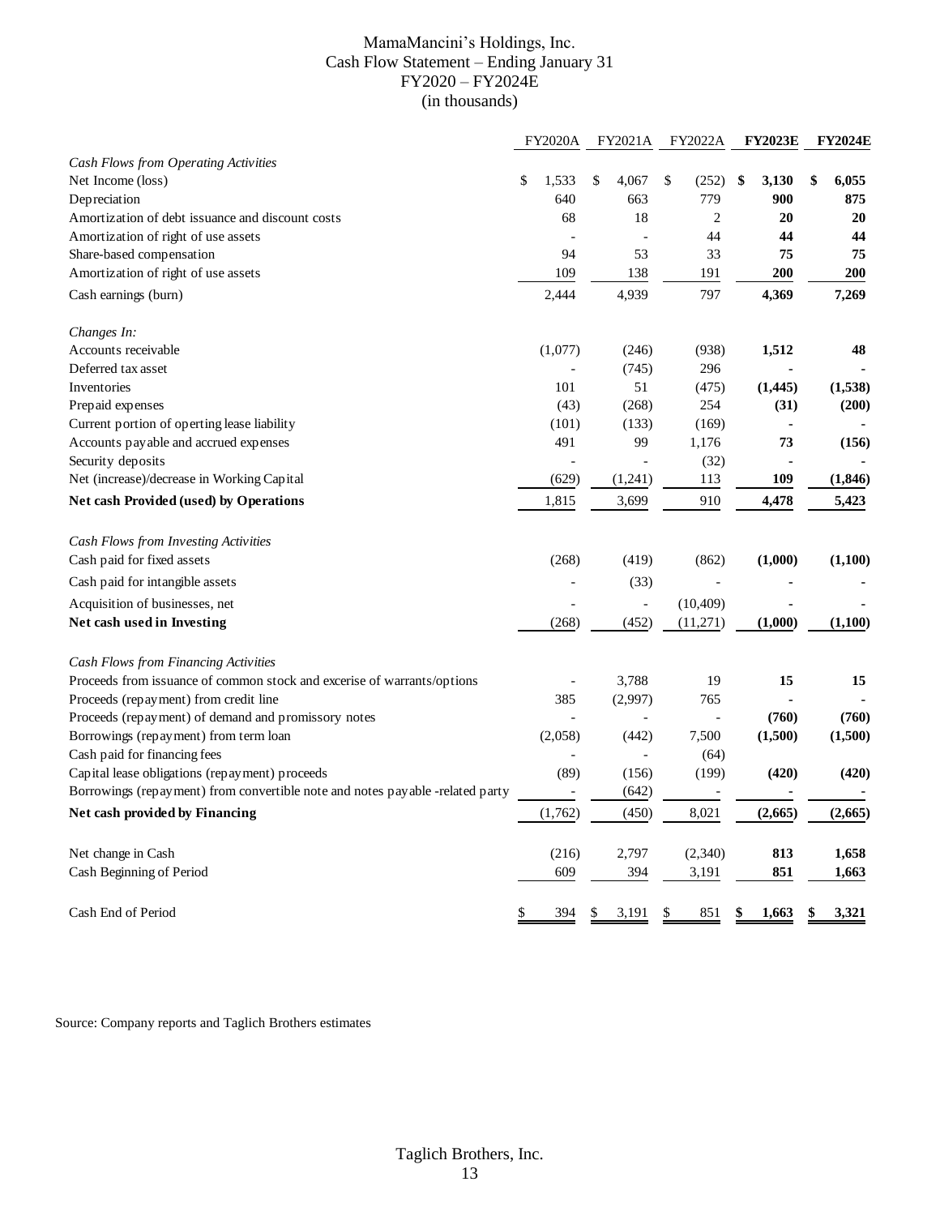MamaMancini's Holdings, Inc.
Cash Flow Statement – Ending January 31
FY2020 – FY2024E
(in thousands)

| | FY2020A | FY2021A | FY2022A | **FY2023E** | **FY2024E** |
|---|---|---|---|---|---|
| *Cash Flows from Operating Activities* | | | | | |
| Net Income (loss) | $ 1,533 | $ 4,067 | $ (252) | **$ 3,130** | **$ 6,055** |
| Depreciation | 640 | 663 | 779 | **900** | **875** |
| Amortization of debt issuance and discount costs | 68 | 18 | 2 | **20** | **20** |
| Amortization of right of use assets | - | - | 44 | **44** | **44** |
| Share-based compensation | 94 | 53 | 33 | **75** | **75** |
| Amortization of right of use assets | 109 | 138 | 191 | **200** | **200** |
| Cash earnings (burn) | 2,444 | 4,939 | 797 | **4,369** | **7,269** |
| *Changes In:* | | | | | |
| Accounts receivable | (1,077) | (246) | (938) | **1,512** | **48** |
| Deferred tax asset | - | (745) | 296 | **-** | **-** |
| Inventories | 101 | 51 | (475) | **(1,445)** | **(1,538)** |
| Prepaid expenses | (43) | (268) | 254 | **(31)** | **(200)** |
| Current portion of operting lease liability | (101) | (133) | (169) | **-** | **-** |
| Accounts payable and accrued expenses | 491 | 99 | 1,176 | **73** | **(156)** |
| Security deposits | - | - | (32) | **-** | **-** |
| Net (increase)/decrease in Working Capital | (629) | (1,241) | 113 | **109** | **(1,846)** |
| **Net cash Provided (used) by Operations** | 1,815 | 3,699 | 910 | **4,478** | **5,423** |
| *Cash Flows from Investing Activities* | | | | | |
| Cash paid for fixed assets | (268) | (419) | (862) | **(1,000)** | **(1,100)** |
| Cash paid for intangible assets | - | (33) | - | **-** | **-** |
| Acquisition of businesses, net | - | - | (10,409) | **-** | **-** |
| **Net cash used in Investing** | (268) | (452) | (11,271) | **(1,000)** | **(1,100)** |
| *Cash Flows from Financing Activities* | | | | | |
| Proceeds from issuance of common stock and excerise of warrants/options | - | 3,788 | 19 | **15** | **15** |
| Proceeds (repayment) from credit line | 385 | (2,997) | 765 | **-** | **-** |
| Proceeds (repayment) of demand and promissory notes | - | - | - | **(760)** | **(760)** |
| Borrowings (repayment) from term loan | (2,058) | (442) | 7,500 | **(1,500)** | **(1,500)** |
| Cash paid for financing fees | - | - | (64) | | |
| Capital lease obligations (repayment) proceeds | (89) | (156) | (199) | **(420)** | **(420)** |
| Borrowings (repayment) from convertible note and notes payable -related party | - | (642) | - | **-** | **-** |
| **Net cash provided by Financing** | (1,762) | (450) | 8,021 | **(2,665)** | **(2,665)** |
| Net change in Cash | (216) | 2,797 | (2,340) | **813** | **1,658** |
| Cash Beginning of Period | 609 | 394 | 3,191 | **851** | **1,663** |
| Cash End of Period | $ 394 | $ 3,191 | $ 851 | **$ 1,663** | **$ 3,321** |

Source: Company reports and Taglich Brothers estimates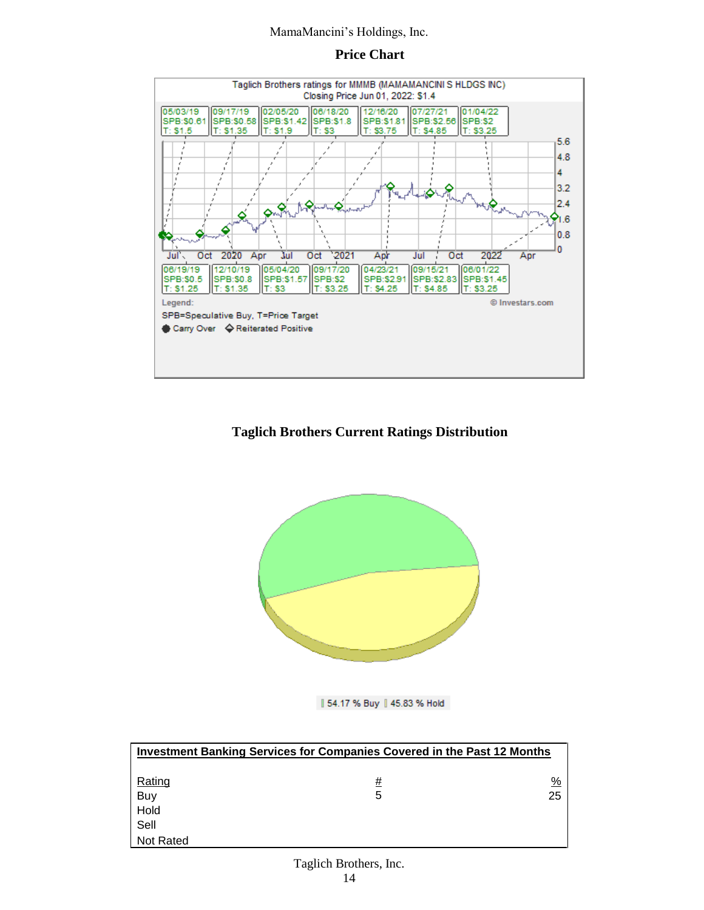MamaMancini's Holdings, Inc.

## Price Chart

Taglich Brothers ratings for MMMB (MAMAMANCINI S HLDGS INC)
Closing Price Jun 01, 2022: $1.4

| Date | Rating | Target |
|---|---|---|
| 05/03/19 | SPB:$0.61 | T: $1.5 |
| 06/19/19 | SPB:$0.5 | T: $1.25 |
| 09/17/19 | SPB:$0.58 | T: $1.35 |
| 12/10/19 | SPB:$0.8 | T: $1.35 |
| 02/05/20 | SPB:$1.42 | T: $1.9 |
| 05/04/20 | SPB:$1.57 | T: $3 |
| 06/18/20 | SPB:$1.8 | T: $3 |
| 09/17/20 | SPB:$2 | T: $3.25 |
| 12/16/20 | SPB:$1.81 | T: $3.75 |
| 04/23/21 | SPB:$2.91 | T: $4.25 |
| 07/27/21 | SPB:$2.56 | T: $4.85 |
| 09/15/21 | SPB:$2.83 | T: $4.85 |
| 01/04/22 | SPB:$2 | T: $3.25 |
| 06/01/22 | SPB:$1.45 | T: $3.25 |

Legend:
SPB=Speculative Buy, T=Price Target
Carry Over  Reiterated Positive

© Investars.com

## Taglich Brothers Current Ratings Distribution

54.17 % Buy  45.83 % Hold

| Investment Banking Services for Companies Covered in the Past 12 Months | | |
|---|---|---|
| Rating | # | % |
| Buy | 5 | 25 |
| Hold | | |
| Sell | | |
| Not Rated | | |

Taglich Brothers, Inc.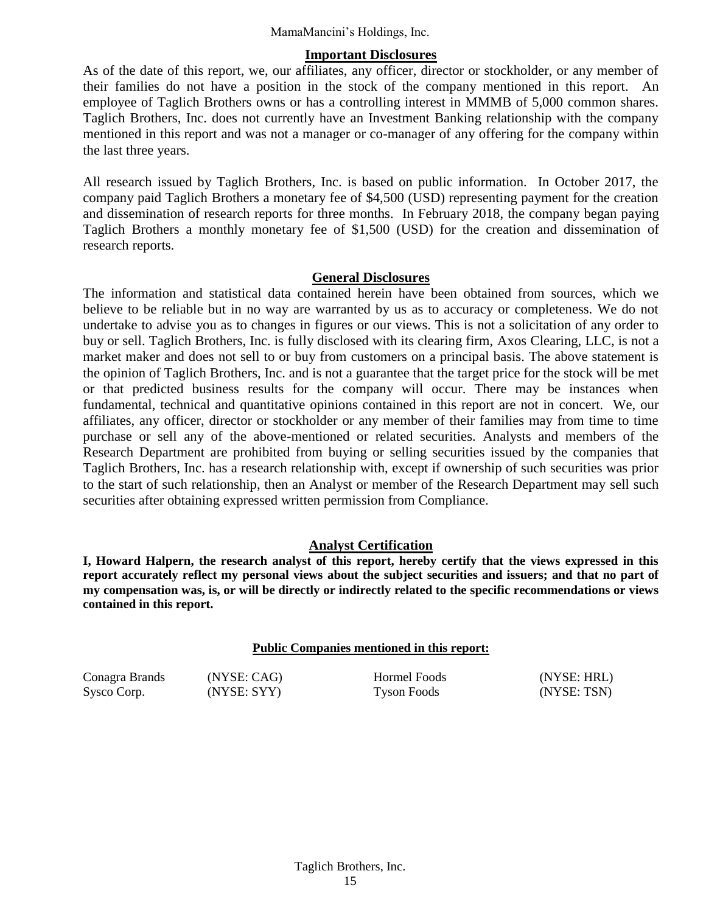## Important Disclosures

As of the date of this report, we, our affiliates, any officer, director or stockholder, or any member of their families do not have a position in the stock of the company mentioned in this report. An employee of Taglich Brothers owns or has a controlling interest in MMMB of 5,000 common shares. Taglich Brothers, Inc. does not currently have an Investment Banking relationship with the company mentioned in this report and was not a manager or co-manager of any offering for the company within the last three years.

All research issued by Taglich Brothers, Inc. is based on public information. In October 2017, the company paid Taglich Brothers a monetary fee of $4,500 (USD) representing payment for the creation and dissemination of research reports for three months. In February 2018, the company began paying Taglich Brothers a monthly monetary fee of $1,500 (USD) for the creation and dissemination of research reports.

## General Disclosures

The information and statistical data contained herein have been obtained from sources, which we believe to be reliable but in no way are warranted by us as to accuracy or completeness. We do not undertake to advise you as to changes in figures or our views. This is not a solicitation of any order to buy or sell. Taglich Brothers, Inc. is fully disclosed with its clearing firm, Axos Clearing, LLC, is not a market maker and does not sell to or buy from customers on a principal basis. The above statement is the opinion of Taglich Brothers, Inc. and is not a guarantee that the target price for the stock will be met or that predicted business results for the company will occur. There may be instances when fundamental, technical and quantitative opinions contained in this report are not in concert. We, our affiliates, any officer, director or stockholder or any member of their families may from time to time purchase or sell any of the above-mentioned or related securities. Analysts and members of the Research Department are prohibited from buying or selling securities issued by the companies that Taglich Brothers, Inc. has a research relationship with, except if ownership of such securities was prior to the start of such relationship, then an Analyst or member of the Research Department may sell such securities after obtaining expressed written permission from Compliance.

## Analyst Certification

**I, Howard Halpern, the research analyst of this report, hereby certify that the views expressed in this report accurately reflect my personal views about the subject securities and issuers; and that no part of my compensation was, is, or will be directly or indirectly related to the specific recommendations or views contained in this report.**

### Public Companies mentioned in this report:

| | | | |
|---|---|---|---|
| Conagra Brands | (NYSE: CAG) | Hormel Foods | (NYSE: HRL) |
| Sysco Corp. | (NYSE: SYY) | Tyson Foods | (NYSE: TSN) |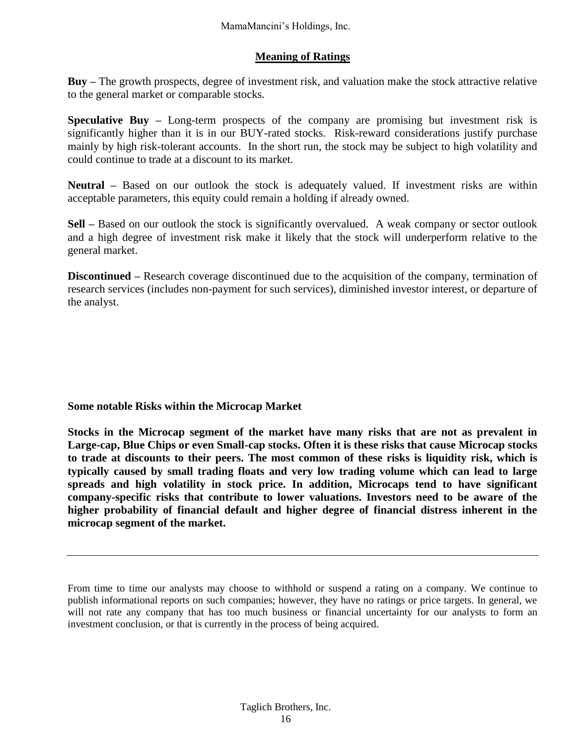## Meaning of Ratings

**Buy –** The growth prospects, degree of investment risk, and valuation make the stock attractive relative to the general market or comparable stocks.

**Speculative Buy –** Long-term prospects of the company are promising but investment risk is significantly higher than it is in our BUY-rated stocks. Risk-reward considerations justify purchase mainly by high risk-tolerant accounts. In the short run, the stock may be subject to high volatility and could continue to trade at a discount to its market.

**Neutral –** Based on our outlook the stock is adequately valued. If investment risks are within acceptable parameters, this equity could remain a holding if already owned.

**Sell –** Based on our outlook the stock is significantly overvalued. A weak company or sector outlook and a high degree of investment risk make it likely that the stock will underperform relative to the general market.

**Discontinued –** Research coverage discontinued due to the acquisition of the company, termination of research services (includes non-payment for such services), diminished investor interest, or departure of the analyst.

**Some notable Risks within the Microcap Market**

**Stocks in the Microcap segment of the market have many risks that are not as prevalent in Large-cap, Blue Chips or even Small-cap stocks. Often it is these risks that cause Microcap stocks to trade at discounts to their peers. The most common of these risks is liquidity risk, which is typically caused by small trading floats and very low trading volume which can lead to large spreads and high volatility in stock price. In addition, Microcaps tend to have significant company-specific risks that contribute to lower valuations. Investors need to be aware of the higher probability of financial default and higher degree of financial distress inherent in the microcap segment of the market.**

---

From time to time our analysts may choose to withhold or suspend a rating on a company. We continue to publish informational reports on such companies; however, they have no ratings or price targets. In general, we will not rate any company that has too much business or financial uncertainty for our analysts to form an investment conclusion, or that is currently in the process of being acquired.